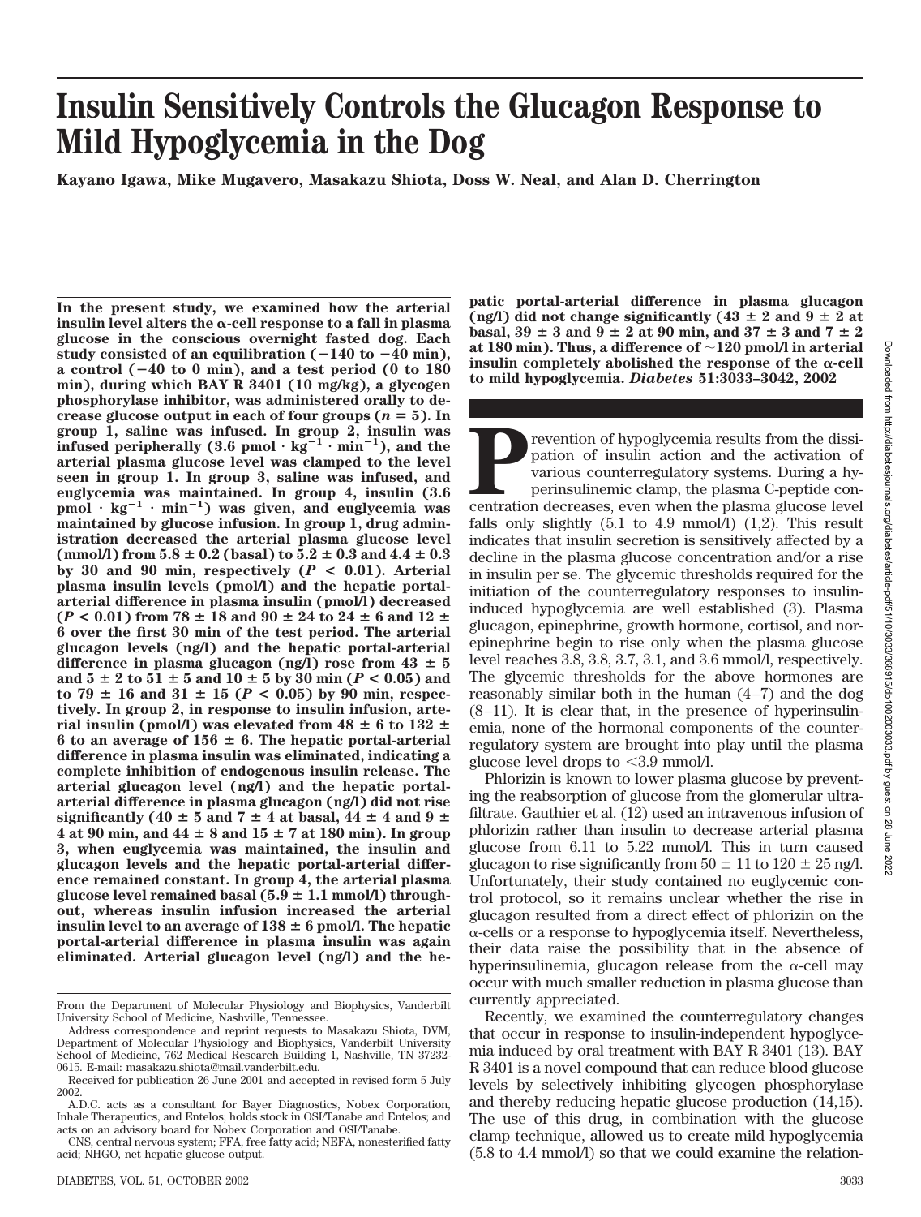# Insulin Sensitively Controls the Glucagon Response to Mild Hypoglycemia in the Dog

**Kayano Igawa, Mike Mugavero, Masakazu Shiota, Doss W. Neal, and Alan D. Cherrington**

**In the present study, we examined how the arterial insulin level alters the α-cell response to a fall in plasma glucose in the conscious overnight fasted dog. Each study consisted of an equilibration (−140 to −40 min), a control (−40 to 0 min), and a test period (0 to 180 min), during which BAY R 3401 (10 mg/kg), a glycogen phosphorylase inhibitor, was administered orally to decrease glucose output in each of four groups ($n = 5$). In group 1, saline was infused. In group 2, insulin was infused peripherally (3.6 pmol · kg$^{-1}$ · min$^{-1}$), and the arterial plasma glucose level was clamped to the level seen in group 1. In group 3, saline was infused, and euglycemia was maintained. In group 4, insulin (3.6 pmol · kg$^{-1}$ · min$^{-1}$) was given, and euglycemia was maintained by glucose infusion. In group 1, drug administration decreased the arterial plasma glucose level (mmol/l) from 5.8 ± 0.2 (basal) to 5.2 ± 0.3 and 4.4 ± 0.3 by 30 and 90 min, respectively ($P < 0.01$). Arterial plasma insulin levels (pmol/l) and the hepatic portal-arterial difference in plasma insulin (pmol/l) decreased ($P < 0.01$) from 78 ± 18 and 90 ± 24 to 24 ± 6 and 12 ± 6 over the first 30 min of the test period. The arterial glucagon levels (ng/l) and the hepatic portal-arterial difference in plasma glucagon (ng/l) rose from 43 ± 5 and 5 ± 2 to 51 ± 5 and 10 ± 5 by 30 min ($P < 0.05$) and to 79 ± 16 and 31 ± 15 ($P < 0.05$) by 90 min, respectively. In group 2, in response to insulin infusion, arterial insulin (pmol/l) was elevated from 48 ± 6 to 132 ± 6 to an average of 156 ± 6. The hepatic portal-arterial difference in plasma insulin was eliminated, indicating a complete inhibition of endogenous insulin release. The arterial glucagon level (ng/l) and the hepatic portal-arterial difference in plasma glucagon (ng/l) did not rise significantly (40 ± 5 and 7 ± 4 at basal, 44 ± 4 and 9 ± 4 at 90 min, and 44 ± 8 and 15 ± 7 at 180 min). In group 3, when euglycemia was maintained, the insulin and glucagon levels and the hepatic portal-arterial difference remained constant. In group 4, the arterial plasma glucose level remained basal (5.9 ± 1.1 mmol/l) throughout, whereas insulin infusion increased the arterial insulin level to an average of 138 ± 6 pmol/l. The hepatic portal-arterial difference in plasma insulin was again eliminated. Arterial glucagon level (ng/l) and the hepatic portal-arterial difference in plasma glucagon (ng/l) did not change significantly (43 ± 2 and 9 ± 2 at basal, 39 ± 3 and 9 ± 2 at 90 min, and 37 ± 3 and 7 ± 2 at 180 min). Thus, a difference of ~120 pmol/l in arterial insulin completely abolished the response of the α-cell to mild hypoglycemia.** ***Diabetes*** **51:3033–3042, 2002**

Prevention of hypoglycemia results from the dissipation of insulin action and the activation of various counterregulatory systems. During a hyperinsulinemic clamp, the plasma C-peptide concentration decreases, even when the plasma glucose level falls only slightly (5.1 to 4.9 mmol/l) (1,2). This result indicates that insulin secretion is sensitively affected by a decline in the plasma glucose concentration and/or a rise in insulin per se. The glycemic thresholds required for the initiation of the counterregulatory responses to insulin-induced hypoglycemia are well established (3). Plasma glucagon, epinephrine, growth hormone, cortisol, and norepinephrine begin to rise only when the plasma glucose level reaches 3.8, 3.8, 3.7, 3.1, and 3.6 mmol/l, respectively. The glycemic thresholds for the above hormones are reasonably similar both in the human (4–7) and the dog (8–11). It is clear that, in the presence of hyperinsulinemia, none of the hormonal components of the counterregulatory system are brought into play until the plasma glucose level drops to <3.9 mmol/l.

Phlorizin is known to lower plasma glucose by preventing the reabsorption of glucose from the glomerular ultrafiltrate. Gauthier et al. (12) used an intravenous infusion of phlorizin rather than insulin to decrease arterial plasma glucose from 6.11 to 5.22 mmol/l. This in turn caused glucagon to rise significantly from 50 ± 11 to 120 ± 25 ng/l. Unfortunately, their study contained no euglycemic control protocol, so it remains unclear whether the rise in glucagon resulted from a direct effect of phlorizin on the α-cells or a response to hypoglycemia itself. Nevertheless, their data raise the possibility that in the absence of hyperinsulinemia, glucagon release from the α-cell may occur with much smaller reduction in plasma glucose than currently appreciated.

Recently, we examined the counterregulatory changes that occur in response to insulin-independent hypoglycemia induced by oral treatment with BAY R 3401 (13). BAY R 3401 is a novel compound that can reduce blood glucose levels by selectively inhibiting glycogen phosphorylase and thereby reducing hepatic glucose production (14,15). The use of this drug, in combination with the glucose clamp technique, allowed us to create mild hypoglycemia (5.8 to 4.4 mmol/l) so that we could examine the relation-

From the Department of Molecular Physiology and Biophysics, Vanderbilt University School of Medicine, Nashville, Tennessee.

Address correspondence and reprint requests to Masakazu Shiota, DVM, Department of Molecular Physiology and Biophysics, Vanderbilt University School of Medicine, 762 Medical Research Building 1, Nashville, TN 37232-0615. E-mail: masakazu.shiota@mail.vanderbilt.edu.

Received for publication 26 June 2001 and accepted in revised form 5 July 2002.

A.D.C. acts as a consultant for Bayer Diagnostics, Nobex Corporation, Inhale Therapeutics, and Entelos; holds stock in OSI/Tanabe and Entelos; and acts on an advisory board for Nobex Corporation and OSI/Tanabe.

CNS, central nervous system; FFA, free fatty acid; NEFA, nonesterified fatty acid; NHGO, net hepatic glucose output.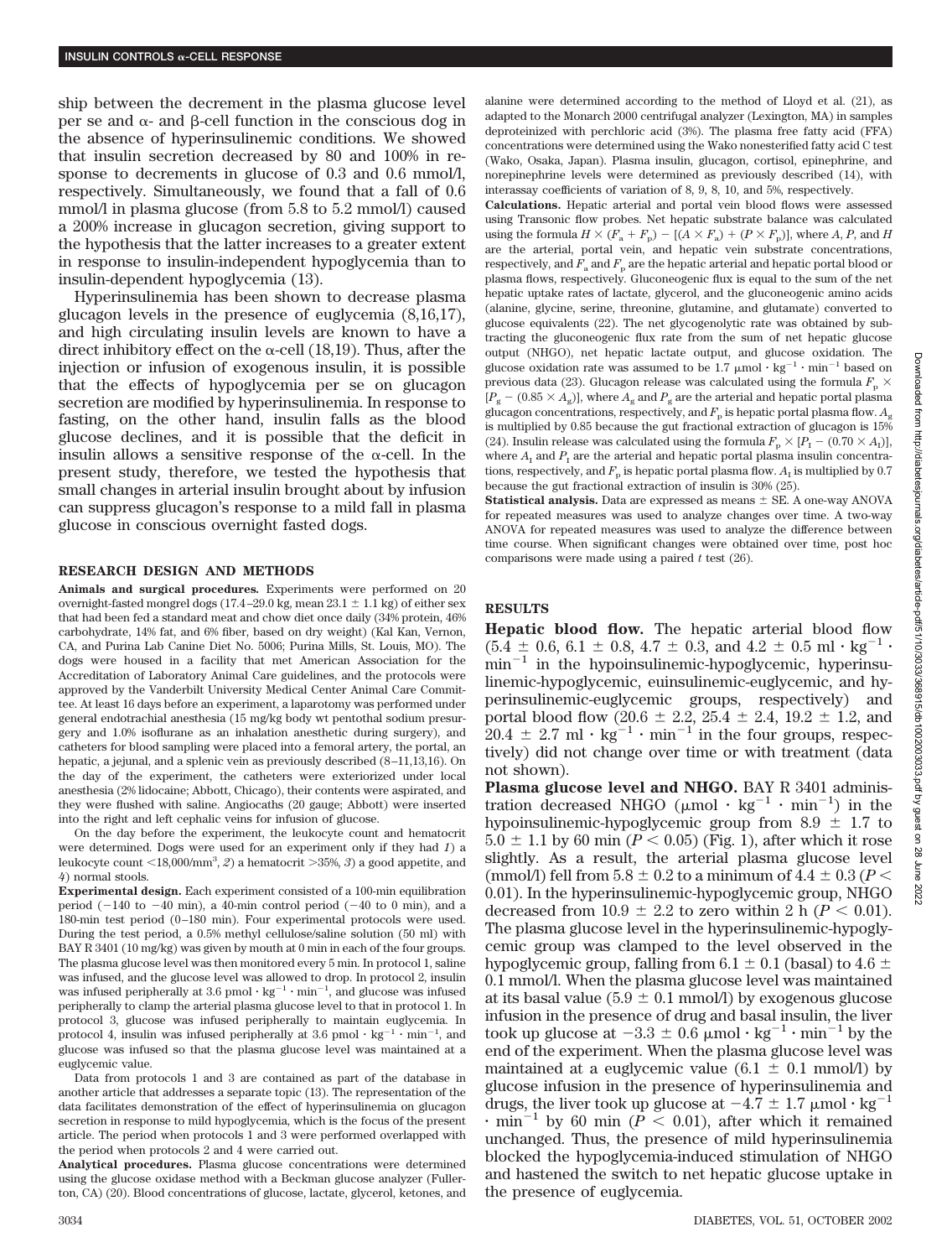ship between the decrement in the plasma glucose level per se and α- and β-cell function in the conscious dog in the absence of hyperinsulinemic conditions. We showed that insulin secretion decreased by 80 and 100% in response to decrements in glucose of 0.3 and 0.6 mmol/l, respectively. Simultaneously, we found that a fall of 0.6 mmol/l in plasma glucose (from 5.8 to 5.2 mmol/l) caused a 200% increase in glucagon secretion, giving support to the hypothesis that the latter increases to a greater extent in response to insulin-independent hypoglycemia than to insulin-dependent hypoglycemia (13).

Hyperinsulinemia has been shown to decrease plasma glucagon levels in the presence of euglycemia (8,16,17), and high circulating insulin levels are known to have a direct inhibitory effect on the α-cell (18,19). Thus, after the injection or infusion of exogenous insulin, it is possible that the effects of hypoglycemia per se on glucagon secretion are modified by hyperinsulinemia. In response to fasting, on the other hand, insulin falls as the blood glucose declines, and it is possible that the deficit in insulin allows a sensitive response of the α-cell. In the present study, therefore, we tested the hypothesis that small changes in arterial insulin brought about by infusion can suppress glucagon's response to a mild fall in plasma glucose in conscious overnight fasted dogs.

## RESEARCH DESIGN AND METHODS

**Animals and surgical procedures.** Experiments were performed on 20 overnight-fasted mongrel dogs (17.4–29.0 kg, mean 23.1 ± 1.1 kg) of either sex that had been fed a standard meat and chow diet once daily (34% protein, 46% carbohydrate, 14% fat, and 6% fiber, based on dry weight) (Kal Kan, Vernon, CA, and Purina Lab Canine Diet No. 5006; Purina Mills, St. Louis, MO). The dogs were housed in a facility that met American Association for the Accreditation of Laboratory Animal Care guidelines, and the protocols were approved by the Vanderbilt University Medical Center Animal Care Committee. At least 16 days before an experiment, a laparotomy was performed under general endotrachial anesthesia (15 mg/kg body wt pentothal sodium presurgery and 1.0% isoflurane as an inhalation anesthetic during surgery), and catheters for blood sampling were placed into a femoral artery, the portal, an hepatic, a jejunal, and a splenic vein as previously described (8–11,13,16). On the day of the experiment, the catheters were exteriorized under local anesthesia (2% lidocaine; Abbott, Chicago), their contents were aspirated, and they were flushed with saline. Angiocaths (20 gauge; Abbott) were inserted into the right and left cephalic veins for infusion of glucose.

On the day before the experiment, the leukocyte count and hematocrit were determined. Dogs were used for an experiment only if they had *1*) a leukocyte count <18,000/mm$^3$, *2*) a hematocrit >35%, *3*) a good appetite, and *4*) normal stools.

**Experimental design.** Each experiment consisted of a 100-min equilibration period (−140 to −40 min), a 40-min control period (−40 to 0 min), and a 180-min test period (0–180 min). Four experimental protocols were used. During the test period, a 0.5% methyl cellulose/saline solution (50 ml) with BAY R 3401 (10 mg/kg) was given by mouth at 0 min in each of the four groups. The plasma glucose level was then monitored every 5 min. In protocol 1, saline was infused, and the glucose level was allowed to drop. In protocol 2, insulin was infused peripherally at 3.6 pmol · kg$^{-1}$ · min$^{-1}$, and glucose was infused peripherally to clamp the arterial plasma glucose level to that in protocol 1. In protocol 3, glucose was infused peripherally to maintain euglycemia. In protocol 4, insulin was infused peripherally at 3.6 pmol · kg$^{-1}$ · min$^{-1}$, and glucose was infused so that the plasma glucose level was maintained at a euglycemic value.

Data from protocols 1 and 3 are contained as part of the database in another article that addresses a separate topic (13). The representation of the data facilitates demonstration of the effect of hyperinsulinemia on glucagon secretion in response to mild hypoglycemia, which is the focus of the present article. The period when protocols 1 and 3 were performed overlapped with the period when protocols 2 and 4 were carried out.

**Analytical procedures.** Plasma glucose concentrations were determined using the glucose oxidase method with a Beckman glucose analyzer (Fullerton, CA) (20). Blood concentrations of glucose, lactate, glycerol, ketones, and alanine were determined according to the method of Lloyd et al. (21), as adapted to the Monarch 2000 centrifugal analyzer (Lexington, MA) in samples deproteinized with perchloric acid (3%). The plasma free fatty acid (FFA) concentrations were determined using the Wako nonesterified fatty acid C test (Wako, Osaka, Japan). Plasma insulin, glucagon, cortisol, epinephrine, and norepinephrine levels were determined as previously described (14), with interassay coefficients of variation of 8, 9, 8, 10, and 5%, respectively.

**Calculations.** Hepatic arterial and portal vein blood flows were assessed using Transonic flow probes. Net hepatic substrate balance was calculated using the formula $H \times (F_a + F_p) - [(A \times F_a) + (P \times F_p)]$, where $A$, $P$, and $H$ are the arterial, portal vein, and hepatic vein substrate concentrations, respectively, and $F_a$ and $F_p$ are the hepatic arterial and hepatic portal blood or plasma flows, respectively. Gluconeogenic flux is equal to the sum of the net hepatic uptake rates of lactate, glycerol, and the gluconeogenic amino acids (alanine, glycine, serine, threonine, glutamine, and glutamate) converted to glucose equivalents (22). The net glycogenolytic rate was obtained by subtracting the gluconeogenic flux rate from the sum of net hepatic glucose output (NHGO), net hepatic lactate output, and glucose oxidation. The glucose oxidation rate was assumed to be 1.7 μmol · kg$^{-1}$ · min$^{-1}$ based on previous data (23). Glucagon release was calculated using the formula $F_p \times [P_g - (0.85 \times A_g)]$, where $A_g$ and $P_g$ are the arterial and hepatic portal plasma glucagon concentrations, respectively, and $F_p$ is hepatic portal plasma flow. $A_g$ is multiplied by 0.85 because the gut fractional extraction of glucagon is 15% (24). Insulin release was calculated using the formula $F_p \times [P_I - (0.70 \times A_I)]$, where $A_I$ and $P_I$ are the arterial and hepatic portal plasma insulin concentrations, respectively, and $F_p$ is hepatic portal plasma flow. $A_I$ is multiplied by 0.7 because the gut fractional extraction of insulin is 30% (25).

**Statistical analysis.** Data are expressed as means ± SE. A one-way ANOVA for repeated measures was used to analyze changes over time. A two-way ANOVA for repeated measures was used to analyze the difference between time course. When significant changes were obtained over time, post hoc comparisons were made using a paired *t* test (26).

## RESULTS

**Hepatic blood flow.** The hepatic arterial blood flow (5.4 ± 0.6, 6.1 ± 0.8, 4.7 ± 0.3, and 4.2 ± 0.5 ml · kg$^{-1}$ · min$^{-1}$ in the hypoinsulinemic-hypoglycemic, hyperinsulinemic-hypoglycemic, euinsulinemic-euglycemic, and hyperinsulinemic-euglycemic groups, respectively) and portal blood flow (20.6 ± 2.2, 25.4 ± 2.4, 19.2 ± 1.2, and 20.4 ± 2.7 ml · kg$^{-1}$ · min$^{-1}$ in the four groups, respectively) did not change over time or with treatment (data not shown).

**Plasma glucose level and NHGO.** BAY R 3401 administration decreased NHGO (μmol · kg$^{-1}$ · min$^{-1}$) in the hypoinsulinemic-hypoglycemic group from 8.9 ± 1.7 to 5.0 ± 1.1 by 60 min ($P < 0.05$) (Fig. 1), after which it rose slightly. As a result, the arterial plasma glucose level (mmol/l) fell from 5.8 ± 0.2 to a minimum of 4.4 ± 0.3 ($P < 0.01$). In the hyperinsulinemic-hypoglycemic group, NHGO decreased from 10.9 ± 2.2 to zero within 2 h ($P < 0.01$). The plasma glucose level in the hyperinsulinemic-hypoglycemic group was clamped to the level observed in the hypoglycemic group, falling from 6.1 ± 0.1 (basal) to 4.6 ± 0.1 mmol/l. When the plasma glucose level was maintained at its basal value (5.9 ± 0.1 mmol/l) by exogenous glucose infusion in the presence of drug and basal insulin, the liver took up glucose at −3.3 ± 0.6 μmol · kg$^{-1}$ · min$^{-1}$ by the end of the experiment. When the plasma glucose level was maintained at a euglycemic value (6.1 ± 0.1 mmol/l) by glucose infusion in the presence of hyperinsulinemia and drugs, the liver took up glucose at −4.7 ± 1.7 μmol · kg$^{-1}$ · min$^{-1}$ by 60 min ($P < 0.01$), after which it remained unchanged. Thus, the presence of mild hyperinsulinemia blocked the hypoglycemia-induced stimulation of NHGO and hastened the switch to net hepatic glucose uptake in the presence of euglycemia.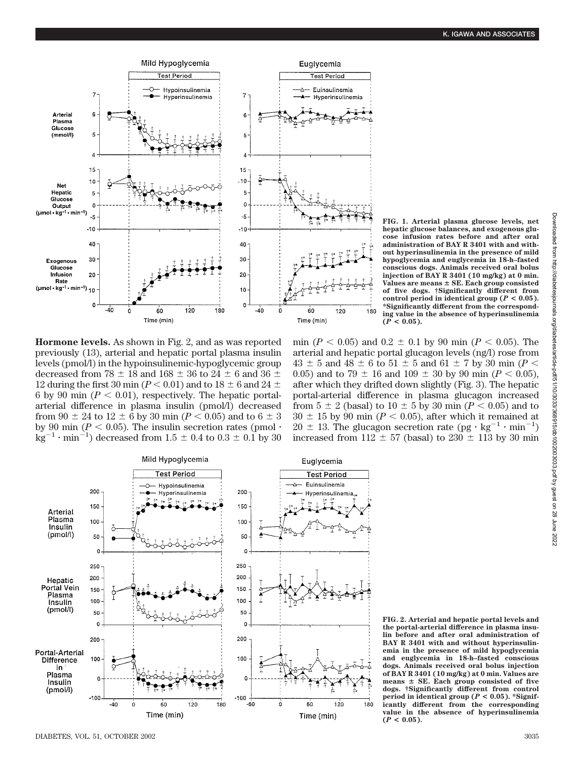FIG. 1. Arterial plasma glucose levels, net hepatic glucose balances, and exogenous glucose infusion rates before and after oral administration of BAY R 3401 with and without hyperinsulinemia in the presence of mild hypoglycemia and euglycemia in 18-h–fasted conscious dogs. Animals received oral bolus injection of BAY R 3401 (10 mg/kg) at 0 min. Values are means ± SE. Each group consisted of five dogs. †Significantly different from control period in identical group ($P < 0.05$). *Significantly different from the corresponding value in the absence of hyperinsulinemia ($P < 0.05$).

**Hormone levels.** As shown in Fig. 2, and as was reported previously (13), arterial and hepatic portal plasma insulin levels (pmol/l) in the hypoinsulinemic-hypoglycemic group decreased from 78 ± 18 and 168 ± 36 to 24 ± 6 and 36 ± 12 during the first 30 min ($P < 0.01$) and to 18 ± 6 and 24 ± 6 by 90 min ($P < 0.01$), respectively. The hepatic portal-arterial difference in plasma insulin (pmol/l) decreased from 90 ± 24 to 12 ± 6 by 30 min ($P < 0.05$) and to 6 ± 3 by 90 min ($P < 0.05$). The insulin secretion rates (pmol · $kg^{-1}$ · $min^{-1}$) decreased from 1.5 ± 0.4 to 0.3 ± 0.1 by 30 min ($P < 0.05$) and 0.2 ± 0.1 by 90 min ($P < 0.05$). The arterial and hepatic portal glucagon levels (ng/l) rose from 43 ± 5 and 48 ± 6 to 51 ± 5 and 61 ± 7 by 30 min ($P < 0.05$) and to 79 ± 16 and 109 ± 30 by 90 min ($P < 0.05$), after which they drifted down slightly (Fig. 3). The hepatic portal-arterial difference in plasma glucagon increased from 5 ± 2 (basal) to 10 ± 5 by 30 min ($P < 0.05$) and to 30 ± 15 by 90 min ($P < 0.05$), after which it remained at 20 ± 13. The glucagon secretion rate (pg · $kg^{-1}$ · $min^{-1}$) increased from 112 ± 57 (basal) to 230 ± 113 by 30 min

FIG. 2. Arterial and hepatic portal levels and the portal-arterial difference in plasma insulin before and after oral administration of BAY R 3401 with and without hyperinsulinemia in the presence of mild hypoglycemia and euglycemia in 18-h–fasted conscious dogs. Animals received oral bolus injection of BAY R 3401 (10 mg/kg) at 0 min. Values are means ± SE. Each group consisted of five dogs. †Significantly different from control period in identical group ($P < 0.05$). *Significantly different from the corresponding value in the absence of hyperinsulinemia ($P < 0.05$).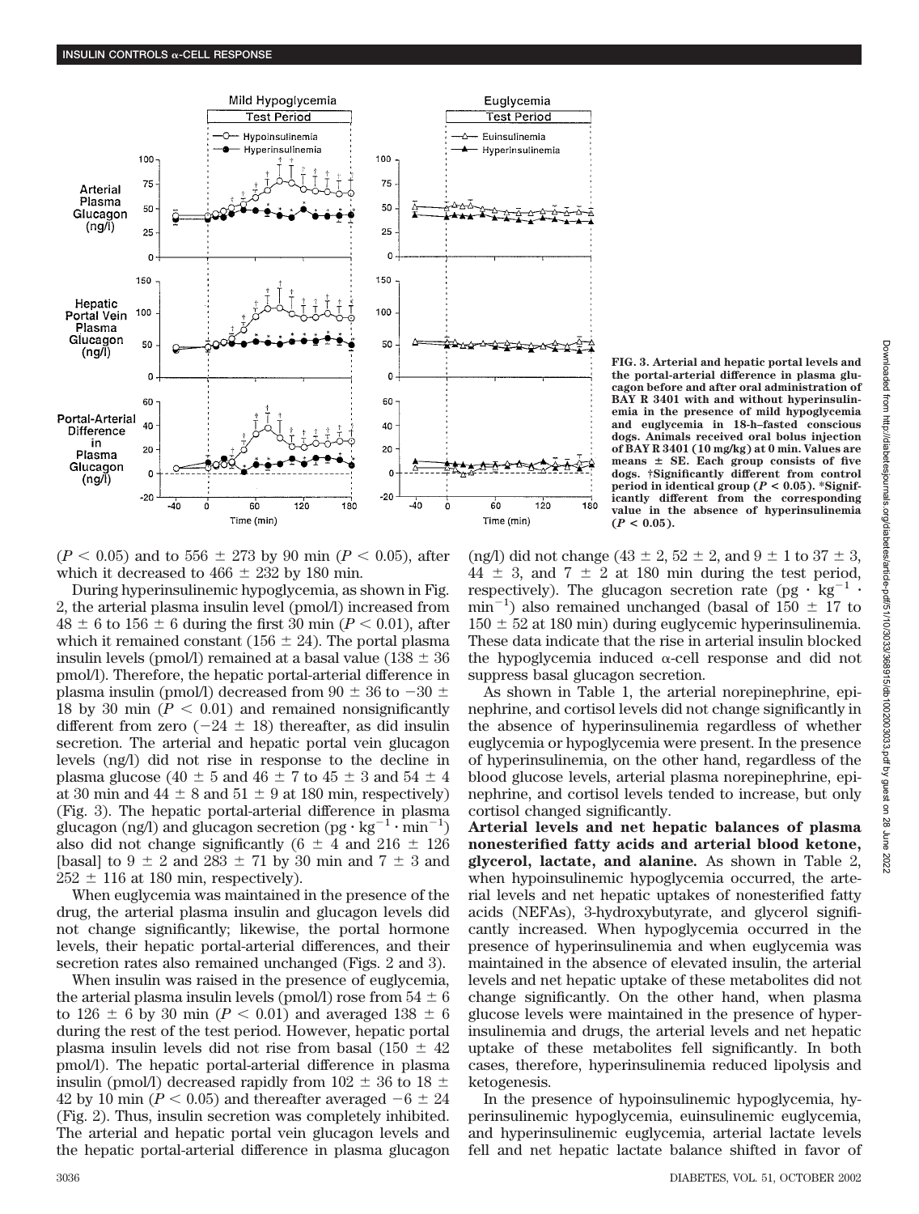FIG. 3. Arterial and hepatic portal levels and the portal-arterial difference in plasma glucagon before and after oral administration of BAY R 3401 with and without hyperinsulinemia in the presence of mild hypoglycemia and euglycemia in 18-h–fasted conscious dogs. Animals received oral bolus injection of BAY R 3401 (10 mg/kg) at 0 min. Values are means ± SE. Each group consists of five dogs. †Significantly different from control period in identical group ($P < 0.05$). *Significantly different from the corresponding value in the absence of hyperinsulinemia ($P < 0.05$).

($P < 0.05$) and to 556 ± 273 by 90 min ($P < 0.05$), after which it decreased to 466 ± 232 by 180 min.

During hyperinsulinemic hypoglycemia, as shown in Fig. 2, the arterial plasma insulin level (pmol/l) increased from 48 ± 6 to 156 ± 6 during the first 30 min ($P < 0.01$), after which it remained constant (156 ± 24). The portal plasma insulin levels (pmol/l) remained at a basal value (138 ± 36 pmol/l). Therefore, the hepatic portal-arterial difference in plasma insulin (pmol/l) decreased from 90 ± 36 to −30 ± 18 by 30 min ($P < 0.01$) and remained nonsignificantly different from zero (−24 ± 18) thereafter, as did insulin secretion. The arterial and hepatic portal vein glucagon levels (ng/l) did not rise in response to the decline in plasma glucose (40 ± 5 and 46 ± 7 to 45 ± 3 and 54 ± 4 at 30 min and 44 ± 8 and 51 ± 9 at 180 min, respectively) (Fig. 3). The hepatic portal-arterial difference in plasma glucagon (ng/l) and glucagon secretion ($pg \cdot kg^{-1} \cdot min^{-1}$) also did not change significantly (6 ± 4 and 216 ± 126 [basal] to 9 ± 2 and 283 ± 71 by 30 min and 7 ± 3 and 252 ± 116 at 180 min, respectively).

When euglycemia was maintained in the presence of the drug, the arterial plasma insulin and glucagon levels did not change significantly; likewise, the portal hormone levels, their hepatic portal-arterial differences, and their secretion rates also remained unchanged (Figs. 2 and 3).

When insulin was raised in the presence of euglycemia, the arterial plasma insulin levels (pmol/l) rose from 54 ± 6 to 126 ± 6 by 30 min ($P < 0.01$) and averaged 138 ± 6 during the rest of the test period. However, hepatic portal plasma insulin levels did not rise from basal (150 ± 42 pmol/l). The hepatic portal-arterial difference in plasma insulin (pmol/l) decreased rapidly from 102 ± 36 to 18 ± 42 by 10 min ($P < 0.05$) and thereafter averaged −6 ± 24 (Fig. 2). Thus, insulin secretion was completely inhibited. The arterial and hepatic portal vein glucagon levels and the hepatic portal-arterial difference in plasma glucagon (ng/l) did not change (43 ± 2, 52 ± 2, and 9 ± 1 to 37 ± 3, 44 ± 3, and 7 ± 2 at 180 min during the test period, respectively). The glucagon secretion rate ($pg \cdot kg^{-1} \cdot min^{-1}$) also remained unchanged (basal of 150 ± 17 to 150 ± 52 at 180 min) during euglycemic hyperinsulinemia. These data indicate that the rise in arterial insulin blocked the hypoglycemia induced α-cell response and did not suppress basal glucagon secretion.

As shown in Table 1, the arterial norepinephrine, epinephrine, and cortisol levels did not change significantly in the absence of hyperinsulinemia regardless of whether euglycemia or hypoglycemia were present. In the presence of hyperinsulinemia, on the other hand, regardless of the blood glucose levels, arterial plasma norepinephrine, epinephrine, and cortisol levels tended to increase, but only cortisol changed significantly.

**Arterial levels and net hepatic balances of plasma nonesterified fatty acids and arterial blood ketone, glycerol, lactate, and alanine.** As shown in Table 2, when hypoinsulinemic hypoglycemia occurred, the arterial levels and net hepatic uptakes of nonesterified fatty acids (NEFAs), 3-hydroxybutyrate, and glycerol significantly increased. When hypoglycemia occurred in the presence of hyperinsulinemia and when euglycemia was maintained in the absence of elevated insulin, the arterial levels and net hepatic uptake of these metabolites did not change significantly. On the other hand, when plasma glucose levels were maintained in the presence of hyperinsulinemia and drugs, the arterial levels and net hepatic uptake of these metabolites fell significantly. In both cases, therefore, hyperinsulinemia reduced lipolysis and ketogenesis.

In the presence of hypoinsulinemic hypoglycemia, hyperinsulinemic hypoglycemia, euinsulinemic euglycemia, and hyperinsulinemic euglycemia, arterial lactate levels fell and net hepatic lactate balance shifted in favor of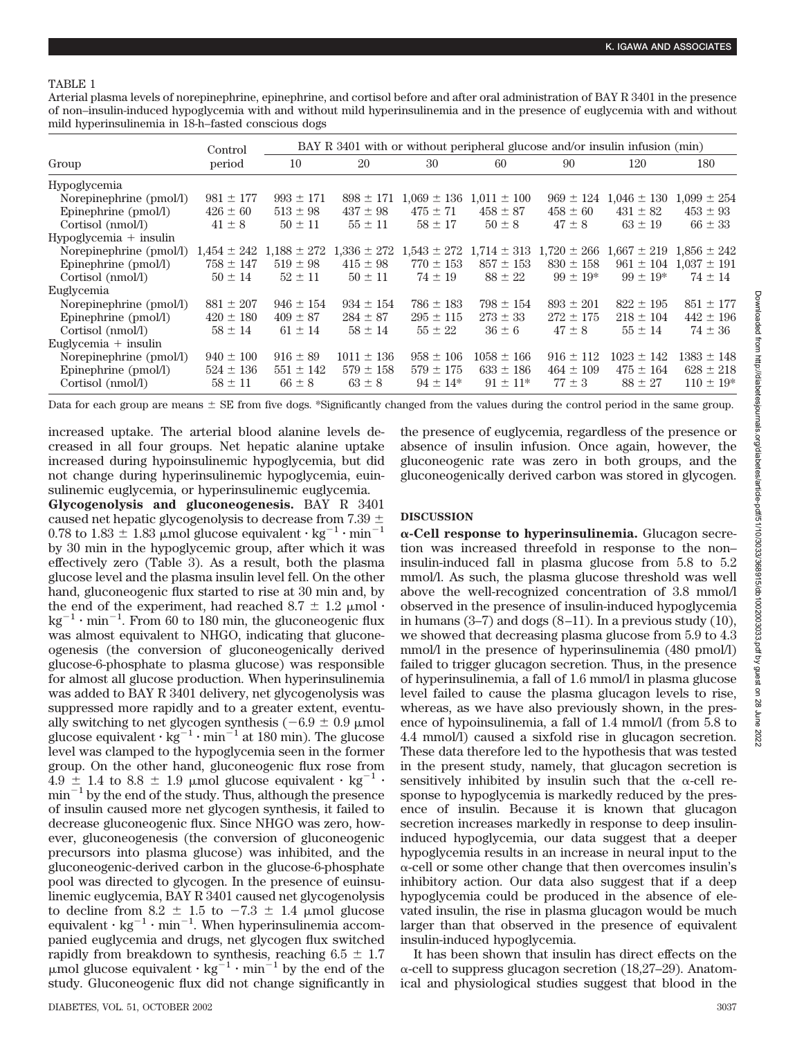TABLE 1

Arterial plasma levels of norepinephrine, epinephrine, and cortisol before and after oral administration of BAY R 3401 in the presence of non–insulin-induced hypoglycemia with and without mild hyperinsulinemia and in the presence of euglycemia with and without mild hyperinsulinemia in 18-h–fasted conscious dogs

| Group | Control period | BAY R 3401 with or without peripheral glucose and/or insulin infusion (min) | | | | | | |
|---|---|---|---|---|---|---|---|---|
| | | 10 | 20 | 30 | 60 | 90 | 120 | 180 |
| Hypoglycemia | | | | | | | | |
| Norepinephrine (pmol/l) | 981 ± 177 | 993 ± 171 | 898 ± 171 | 1,069 ± 136 | 1,011 ± 100 | 969 ± 124 | 1,046 ± 130 | 1,099 ± 254 |
| Epinephrine (pmol/l) | 426 ± 60 | 513 ± 98 | 437 ± 98 | 475 ± 71 | 458 ± 87 | 458 ± 60 | 431 ± 82 | 453 ± 93 |
| Cortisol (nmol/l) | 41 ± 8 | 50 ± 11 | 55 ± 11 | 58 ± 17 | 50 ± 8 | 47 ± 8 | 63 ± 19 | 66 ± 33 |
| Hypoglycemia + insulin | | | | | | | | |
| Norepinephrine (pmol/l) | 1,454 ± 242 | 1,188 ± 272 | 1,336 ± 272 | 1,543 ± 272 | 1,714 ± 313 | 1,720 ± 266 | 1,667 ± 219 | 1,856 ± 242 |
| Epinephrine (pmol/l) | 758 ± 147 | 519 ± 98 | 415 ± 98 | 770 ± 153 | 857 ± 153 | 830 ± 158 | 961 ± 104 | 1,037 ± 191 |
| Cortisol (nmol/l) | 50 ± 14 | 52 ± 11 | 50 ± 11 | 74 ± 19 | 88 ± 22 | 99 ± 19* | 99 ± 19* | 74 ± 14 |
| Euglycemia | | | | | | | | |
| Norepinephrine (pmol/l) | 881 ± 207 | 946 ± 154 | 934 ± 154 | 786 ± 183 | 798 ± 154 | 893 ± 201 | 822 ± 195 | 851 ± 177 |
| Epinephrine (pmol/l) | 420 ± 180 | 409 ± 87 | 284 ± 87 | 295 ± 115 | 273 ± 33 | 272 ± 175 | 218 ± 104 | 442 ± 196 |
| Cortisol (nmol/l) | 58 ± 14 | 61 ± 14 | 58 ± 14 | 55 ± 22 | 36 ± 6 | 47 ± 8 | 55 ± 14 | 74 ± 36 |
| Euglycemia + insulin | | | | | | | | |
| Norepinephrine (pmol/l) | 940 ± 100 | 916 ± 89 | 1011 ± 136 | 958 ± 106 | 1058 ± 166 | 916 ± 112 | 1023 ± 142 | 1383 ± 148 |
| Epinephrine (pmol/l) | 524 ± 136 | 551 ± 142 | 579 ± 158 | 579 ± 175 | 633 ± 186 | 464 ± 109 | 475 ± 164 | 628 ± 218 |
| Cortisol (nmol/l) | 58 ± 11 | 66 ± 8 | 63 ± 8 | 94 ± 14* | 91 ± 11* | 77 ± 3 | 88 ± 27 | 110 ± 19* |

Data for each group are means ± SE from five dogs. *Significantly changed from the values during the control period in the same group.

increased uptake. The arterial blood alanine levels decreased in all four groups. Net hepatic alanine uptake increased during hypoinsulinemic hypoglycemia, but did not change during hyperinsulinemic hypoglycemia, euinsulinemic euglycemia, or hyperinsulinemic euglycemia.

**Glycogenolysis and gluconeogenesis.** BAY R 3401 caused net hepatic glycogenolysis to decrease from 7.39 ± 0.78 to 1.83 ± 1.83 μmol glucose equivalent $\cdot$ $kg^{-1}$ $\cdot$ $min^{-1}$ by 30 min in the hypoglycemic group, after which it was effectively zero (Table 3). As a result, both the plasma glucose level and the plasma insulin level fell. On the other hand, gluconeogenic flux started to rise at 30 min and, by the end of the experiment, had reached 8.7 ± 1.2 μmol $\cdot$ $kg^{-1}$ $\cdot$ $min^{-1}$. From 60 to 180 min, the gluconeogenic flux was almost equivalent to NHGO, indicating that gluconeogenesis (the conversion of gluconeogenically derived glucose-6-phosphate to plasma glucose) was responsible for almost all glucose production. When hyperinsulinemia was added to BAY R 3401 delivery, net glycogenolysis was suppressed more rapidly and to a greater extent, eventually switching to net glycogen synthesis (−6.9 ± 0.9 μmol glucose equivalent $\cdot$ $kg^{-1}$ $\cdot$ $min^{-1}$ at 180 min). The glucose level was clamped to the hypoglycemia seen in the former group. On the other hand, gluconeogenic flux rose from 4.9 ± 1.4 to 8.8 ± 1.9 μmol glucose equivalent $\cdot$ $kg^{-1}$ $\cdot$ $min^{-1}$ by the end of the study. Thus, although the presence of insulin caused more net glycogen synthesis, it failed to decrease gluconeogenic flux. Since NHGO was zero, however, gluconeogenesis (the conversion of gluconeogenic precursors into plasma glucose) was inhibited, and the gluconeogenic-derived carbon in the glucose-6-phosphate pool was directed to glycogen. In the presence of euinsulinemic euglycemia, BAY R 3401 caused net glycogenolysis to decline from 8.2 ± 1.5 to −7.3 ± 1.4 μmol glucose equivalent $\cdot$ $kg^{-1}$ $\cdot$ $min^{-1}$. When hyperinsulinemia accompanied euglycemia and drugs, net glycogen flux switched rapidly from breakdown to synthesis, reaching 6.5 ± 1.7 μmol glucose equivalent $\cdot$ $kg^{-1}$ $\cdot$ $min^{-1}$ by the end of the study. Gluconeogenic flux did not change significantly in the presence of euglycemia, regardless of the presence or absence of insulin infusion. Once again, however, the gluconeogenic rate was zero in both groups, and the gluconeogenically derived carbon was stored in glycogen.

## DISCUSSION

**α-Cell response to hyperinsulinemia.** Glucagon secretion was increased threefold in response to the non–insulin-induced fall in plasma glucose from 5.8 to 5.2 mmol/l. As such, the plasma glucose threshold was well above the well-recognized concentration of 3.8 mmol/l observed in the presence of insulin-induced hypoglycemia in humans (3–7) and dogs (8–11). In a previous study (10), we showed that decreasing plasma glucose from 5.9 to 4.3 mmol/l in the presence of hyperinsulinemia (480 pmol/l) failed to trigger glucagon secretion. Thus, in the presence of hyperinsulinemia, a fall of 1.6 mmol/l in plasma glucose level failed to cause the plasma glucagon levels to rise, whereas, as we have also previously shown, in the presence of hypoinsulinemia, a fall of 1.4 mmol/l (from 5.8 to 4.4 mmol/l) caused a sixfold rise in glucagon secretion. These data therefore led to the hypothesis that was tested in the present study, namely, that glucagon secretion is sensitively inhibited by insulin such that the α-cell response to hypoglycemia is markedly reduced by the presence of insulin. Because it is known that glucagon secretion increases markedly in response to deep insulin-induced hypoglycemia, our data suggest that a deeper hypoglycemia results in an increase in neural input to the α-cell or some other change that then overcomes insulin's inhibitory action. Our data also suggest that if a deep hypoglycemia could be produced in the absence of elevated insulin, the rise in plasma glucagon would be much larger than that observed in the presence of equivalent insulin-induced hypoglycemia.

It has been shown that insulin has direct effects on the α-cell to suppress glucagon secretion (18,27–29). Anatomical and physiological studies suggest that blood in the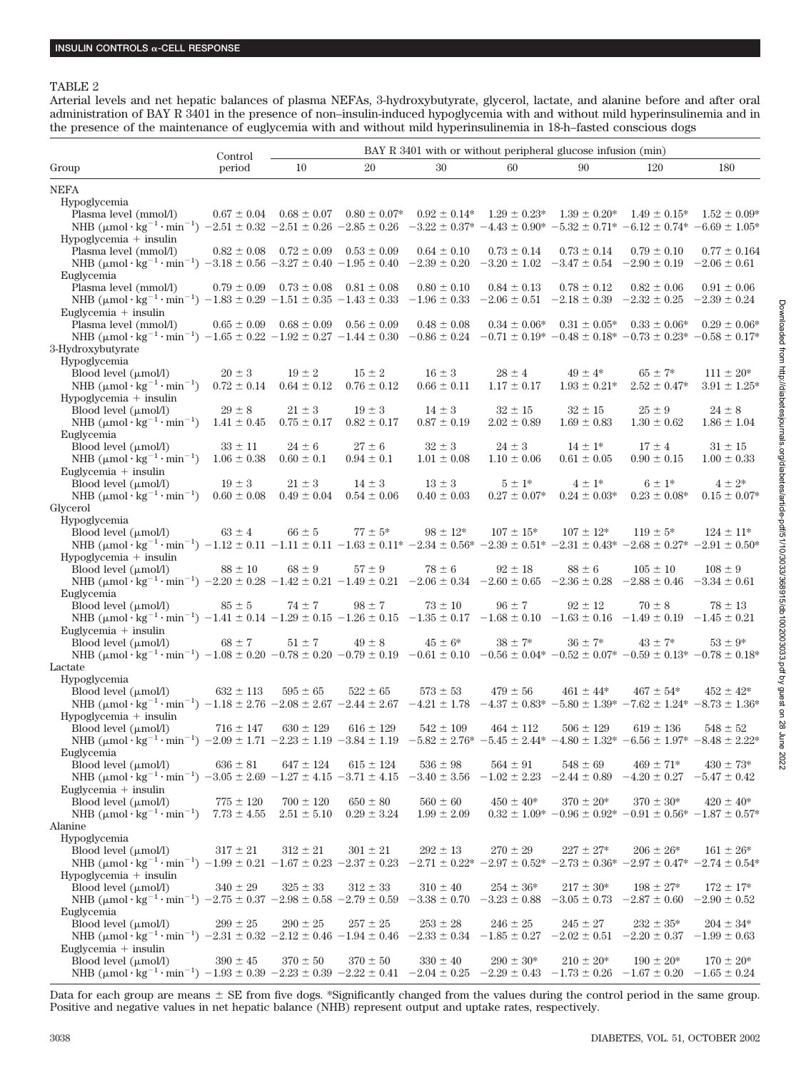TABLE 2

Arterial levels and net hepatic balances of plasma NEFAs, 3-hydroxybutyrate, glycerol, lactate, and alanine before and after oral administration of BAY R 3401 in the presence of non–insulin-induced hypoglycemia with and without mild hyperinsulinemia and in the presence of the maintenance of euglycemia with and without mild hyperinsulinemia in 18-h–fasted conscious dogs

| Group | Control period | BAY R 3401 with or without peripheral glucose infusion (min) | | | | | | |
|---|---|---|---|---|---|---|---|---|
| | | 10 | 20 | 30 | 60 | 90 | 120 | 180 |
| **NEFA** | | | | | | | | |
| Hypoglycemia | | | | | | | | |
| Plasma level (mmol/l) | 0.67 ± 0.04 | 0.68 ± 0.07 | 0.80 ± 0.07* | 0.92 ± 0.14* | 1.29 ± 0.23* | 1.39 ± 0.20* | 1.49 ± 0.15* | 1.52 ± 0.09* |
| NHB ($\mu mol \cdot kg^{-1} \cdot min^{-1}$) | −2.51 ± 0.32 | −2.51 ± 0.26 | −2.85 ± 0.26 | −3.22 ± 0.37* | −4.43 ± 0.90* | −5.32 ± 0.71* | −6.12 ± 0.74* | −6.69 ± 1.05* |
| Hypoglycemia + insulin | | | | | | | | |
| Plasma level (mmol/l) | 0.82 ± 0.08 | 0.72 ± 0.09 | 0.53 ± 0.09 | 0.64 ± 0.10 | 0.73 ± 0.14 | 0.73 ± 0.14 | 0.79 ± 0.10 | 0.77 ± 0.164 |
| NHB ($\mu mol \cdot kg^{-1} \cdot min^{-1}$) | −3.18 ± 0.56 | −3.27 ± 0.40 | −1.95 ± 0.40 | −2.39 ± 0.20 | −3.20 ± 1.02 | −3.47 ± 0.54 | −2.90 ± 0.19 | −2.06 ± 0.61 |
| Euglycemia | | | | | | | | |
| Plasma level (mmol/l) | 0.79 ± 0.09 | 0.73 ± 0.08 | 0.81 ± 0.08 | 0.80 ± 0.10 | 0.84 ± 0.13 | 0.78 ± 0.12 | 0.82 ± 0.06 | 0.91 ± 0.06 |
| NHB ($\mu mol \cdot kg^{-1} \cdot min^{-1}$) | −1.83 ± 0.29 | −1.51 ± 0.35 | −1.43 ± 0.33 | −1.96 ± 0.33 | −2.06 ± 0.51 | −2.18 ± 0.39 | −2.32 ± 0.25 | −2.39 ± 0.24 |
| Euglycemia + insulin | | | | | | | | |
| Plasma level (mmol/l) | 0.65 ± 0.09 | 0.68 ± 0.09 | 0.56 ± 0.09 | 0.48 ± 0.08 | 0.34 ± 0.06* | 0.31 ± 0.05* | 0.33 ± 0.06* | 0.29 ± 0.06* |
| NHB ($\mu mol \cdot kg^{-1} \cdot min^{-1}$) | −1.65 ± 0.22 | −1.92 ± 0.27 | −1.44 ± 0.30 | −0.86 ± 0.24 | −0.71 ± 0.19* | −0.48 ± 0.18* | −0.73 ± 0.23* | −0.58 ± 0.17* |
| **3-Hydroxybutyrate** | | | | | | | | |
| Hypoglycemia | | | | | | | | |
| Blood level (μmol/l) | 20 ± 3 | 19 ± 2 | 15 ± 2 | 16 ± 3 | 28 ± 4 | 49 ± 4* | 65 ± 7* | 111 ± 20* |
| NHB ($\mu mol \cdot kg^{-1} \cdot min^{-1}$) | 0.72 ± 0.14 | 0.64 ± 0.12 | 0.76 ± 0.12 | 0.66 ± 0.11 | 1.17 ± 0.17 | 1.93 ± 0.21* | 2.52 ± 0.47* | 3.91 ± 1.25* |
| Hypoglycemia + insulin | | | | | | | | |
| Blood level (μmol/l) | 29 ± 8 | 21 ± 3 | 19 ± 3 | 14 ± 3 | 32 ± 15 | 32 ± 15 | 25 ± 9 | 24 ± 8 |
| NHB ($\mu mol \cdot kg^{-1} \cdot min^{-1}$) | 1.41 ± 0.45 | 0.75 ± 0.17 | 0.82 ± 0.17 | 0.87 ± 0.19 | 2.02 ± 0.89 | 1.69 ± 0.83 | 1.30 ± 0.62 | 1.86 ± 1.04 |
| Euglycemia | | | | | | | | |
| Blood level (μmol/l) | 33 ± 11 | 24 ± 6 | 27 ± 6 | 32 ± 3 | 24 ± 3 | 14 ± 1* | 17 ± 4 | 31 ± 15 |
| NHB ($\mu mol \cdot kg^{-1} \cdot min^{-1}$) | 1.06 ± 0.38 | 0.60 ± 0.1 | 0.94 ± 0.1 | 1.01 ± 0.08 | 1.10 ± 0.06 | 0.61 ± 0.05 | 0.90 ± 0.15 | 1.00 ± 0.33 |
| Euglycemia + insulin | | | | | | | | |
| Blood level (μmol/l) | 19 ± 3 | 21 ± 3 | 14 ± 3 | 13 ± 3 | 5 ± 1* | 4 ± 1* | 6 ± 1* | 4 ± 2* |
| NHB ($\mu mol \cdot kg^{-1} \cdot min^{-1}$) | 0.60 ± 0.08 | 0.49 ± 0.04 | 0.54 ± 0.06 | 0.40 ± 0.03 | 0.27 ± 0.07* | 0.24 ± 0.03* | 0.23 ± 0.08* | 0.15 ± 0.07* |
| **Glycerol** | | | | | | | | |
| Hypoglycemia | | | | | | | | |
| Blood level (μmol/l) | 63 ± 4 | 66 ± 5 | 77 ± 5* | 98 ± 12* | 107 ± 15* | 107 ± 12* | 119 ± 5* | 124 ± 11* |
| NHB ($\mu mol \cdot kg^{-1} \cdot min^{-1}$) | −1.12 ± 0.11 | −1.11 ± 0.11 | −1.63 ± 0.11* | −2.34 ± 0.56* | −2.39 ± 0.51* | −2.31 ± 0.43* | −2.68 ± 0.27* | −2.91 ± 0.50* |
| Hypoglycemia + insulin | | | | | | | | |
| Blood level (μmol/l) | 88 ± 10 | 68 ± 9 | 57 ± 9 | 78 ± 6 | 92 ± 18 | 88 ± 6 | 105 ± 10 | 108 ± 9 |
| NHB ($\mu mol \cdot kg^{-1} \cdot min^{-1}$) | −2.20 ± 0.28 | −1.42 ± 0.21 | −1.49 ± 0.21 | −2.06 ± 0.34 | −2.60 ± 0.65 | −2.36 ± 0.28 | −2.88 ± 0.46 | −3.34 ± 0.61 |
| Euglycemia | | | | | | | | |
| Blood level (μmol/l) | 85 ± 5 | 74 ± 7 | 98 ± 7 | 73 ± 10 | 96 ± 7 | 92 ± 12 | 70 ± 8 | 78 ± 13 |
| NHB ($\mu mol \cdot kg^{-1} \cdot min^{-1}$) | −1.41 ± 0.14 | −1.29 ± 0.15 | −1.26 ± 0.15 | −1.35 ± 0.17 | −1.68 ± 0.10 | −1.63 ± 0.16 | −1.49 ± 0.19 | −1.45 ± 0.21 |
| Euglycemia + insulin | | | | | | | | |
| Blood level (μmol/l) | 68 ± 7 | 51 ± 7 | 49 ± 8 | 45 ± 6* | 38 ± 7* | 36 ± 7* | 43 ± 7* | 53 ± 9* |
| NHB ($\mu mol \cdot kg^{-1} \cdot min^{-1}$) | −1.08 ± 0.20 | −0.78 ± 0.20 | −0.79 ± 0.19 | −0.61 ± 0.10 | −0.56 ± 0.04* | −0.52 ± 0.07* | −0.59 ± 0.13* | −0.78 ± 0.18* |
| **Lactate** | | | | | | | | |
| Hypoglycemia | | | | | | | | |
| Blood level (μmol/l) | 632 ± 113 | 595 ± 65 | 522 ± 65 | 573 ± 53 | 479 ± 56 | 461 ± 44* | 467 ± 54* | 452 ± 42* |
| NHB ($\mu mol \cdot kg^{-1} \cdot min^{-1}$) | −1.18 ± 2.76 | −2.08 ± 2.67 | −2.44 ± 2.67 | −4.21 ± 1.78 | −4.37 ± 0.83* | −5.80 ± 1.39* | −7.62 ± 1.24* | −8.73 ± 1.36* |
| Hypoglycemia + insulin | | | | | | | | |
| Blood level (μmol/l) | 716 ± 147 | 630 ± 129 | 616 ± 129 | 542 ± 109 | 464 ± 112 | 506 ± 129 | 619 ± 136 | 548 ± 52 |
| NHB ($\mu mol \cdot kg^{-1} \cdot min^{-1}$) | −2.09 ± 1.71 | −2.23 ± 1.19 | −3.84 ± 1.19 | −5.82 ± 2.76* | −5.45 ± 2.44* | −4.80 ± 1.32* | −6.56 ± 1.97* | −8.48 ± 2.22* |
| Euglycemia | | | | | | | | |
| Blood level (μmol/l) | 636 ± 81 | 647 ± 124 | 615 ± 124 | 536 ± 98 | 564 ± 91 | 548 ± 69 | 469 ± 71* | 430 ± 73* |
| NHB ($\mu mol \cdot kg^{-1} \cdot min^{-1}$) | −3.05 ± 2.69 | −1.27 ± 4.15 | −3.71 ± 4.15 | −3.40 ± 3.56 | −1.02 ± 2.23 | −2.44 ± 0.89 | −4.20 ± 0.27 | −5.47 ± 0.42 |
| Euglycemia + insulin | | | | | | | | |
| Blood level (μmol/l) | 775 ± 120 | 700 ± 120 | 650 ± 80 | 560 ± 60 | 450 ± 40* | 370 ± 20* | 370 ± 30* | 420 ± 40* |
| NHB ($\mu mol \cdot kg^{-1} \cdot min^{-1}$) | 7.73 ± 4.55 | 2.51 ± 5.10 | 0.29 ± 3.24 | 1.99 ± 2.09 | 0.32 ± 1.09* | −0.96 ± 0.92* | −0.91 ± 0.56* | −1.87 ± 0.57* |
| **Alanine** | | | | | | | | |
| Hypoglycemia | | | | | | | | |
| Blood level (μmol/l) | 317 ± 21 | 312 ± 21 | 301 ± 21 | 292 ± 13 | 270 ± 29 | 227 ± 27* | 206 ± 26* | 161 ± 26* |
| NHB ($\mu mol \cdot kg^{-1} \cdot min^{-1}$) | −1.99 ± 0.21 | −1.67 ± 0.23 | −2.37 ± 0.23 | −2.71 ± 0.22* | −2.97 ± 0.52* | −2.73 ± 0.36* | −2.97 ± 0.47* | −2.74 ± 0.54* |
| Hypoglycemia + insulin | | | | | | | | |
| Blood level (μmol/l) | 340 ± 29 | 325 ± 33 | 312 ± 33 | 310 ± 40 | 254 ± 36* | 217 ± 30* | 198 ± 27* | 172 ± 17* |
| NHB ($\mu mol \cdot kg^{-1} \cdot min^{-1}$) | −2.75 ± 0.37 | −2.98 ± 0.58 | −2.79 ± 0.59 | −3.38 ± 0.70 | −3.23 ± 0.88 | −3.05 ± 0.73 | −2.87 ± 0.60 | −2.90 ± 0.52 |
| Euglycemia | | | | | | | | |
| Blood level (μmol/l) | 299 ± 25 | 290 ± 25 | 257 ± 25 | 253 ± 28 | 246 ± 25 | 245 ± 27 | 232 ± 35* | 204 ± 34* |
| NHB ($\mu mol \cdot kg^{-1} \cdot min^{-1}$) | −2.31 ± 0.32 | −2.12 ± 0.46 | −1.94 ± 0.46 | −2.33 ± 0.34 | −1.85 ± 0.27 | −2.02 ± 0.51 | −2.20 ± 0.37 | −1.99 ± 0.63 |
| Euglycemia + insulin | | | | | | | | |
| Blood level (μmol/l) | 390 ± 45 | 370 ± 50 | 370 ± 50 | 330 ± 40 | 290 ± 30* | 210 ± 20* | 190 ± 20* | 170 ± 20* |
| NHB ($\mu mol \cdot kg^{-1} \cdot min^{-1}$) | −1.93 ± 0.39 | −2.23 ± 0.39 | −2.22 ± 0.41 | −2.04 ± 0.25 | −2.29 ± 0.43 | −1.73 ± 0.26 | −1.67 ± 0.20 | −1.65 ± 0.24 |

Data for each group are means ± SE from five dogs. *Significantly changed from the values during the control period in the same group. Positive and negative values in net hepatic balance (NHB) represent output and uptake rates, respectively.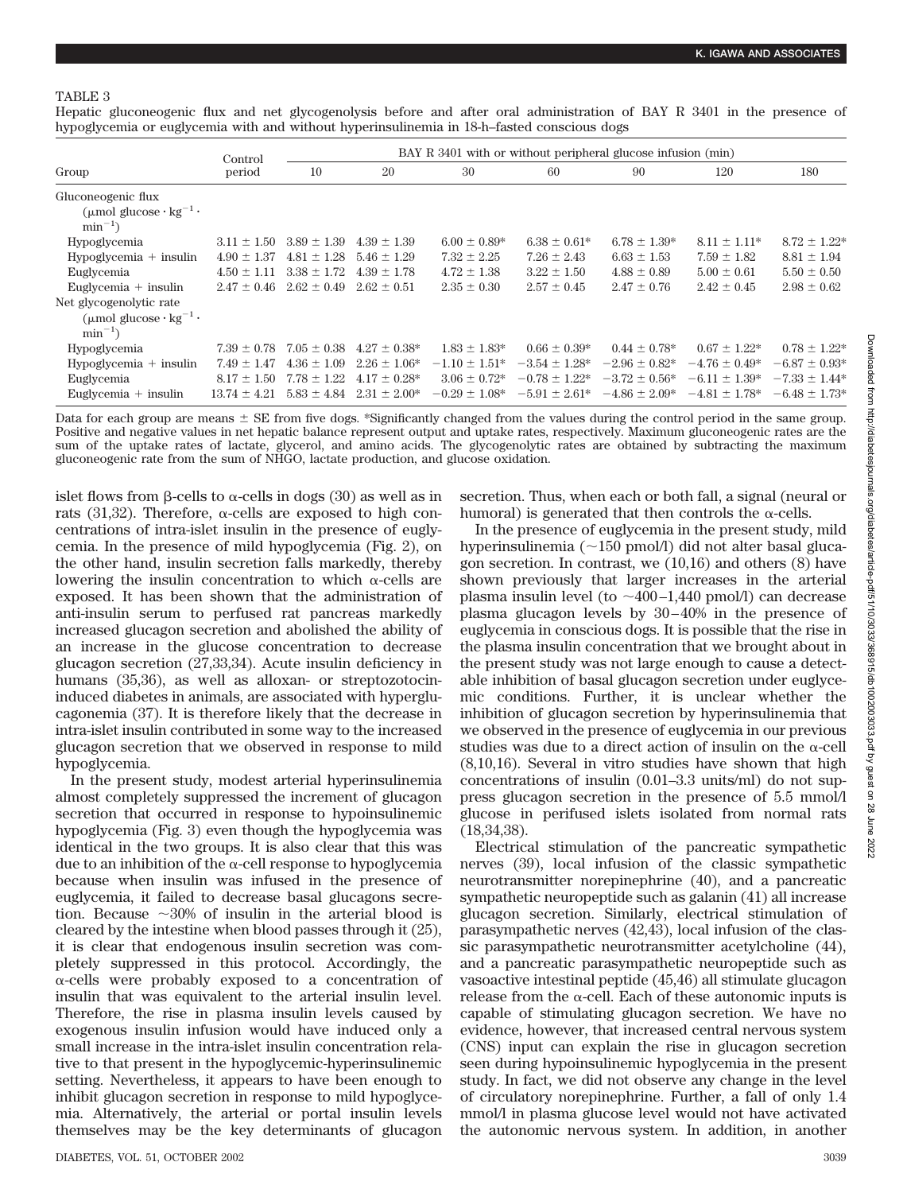TABLE 3

Hepatic gluconeogenic flux and net glycogenolysis before and after oral administration of BAY R 3401 in the presence of hypoglycemia or euglycemia with and without hyperinsulinemia in 18-h–fasted conscious dogs

| Group | Control period | BAY R 3401 with or without peripheral glucose infusion (min) | | | | | | |
|---|---|---|---|---|---|---|---|---|
| | | 10 | 20 | 30 | 60 | 90 | 120 | 180 |
| Gluconeogenic flux (μmol glucose · kg$^{-1}$ · min$^{-1}$) | | | | | | | | |
| Hypoglycemia | 3.11 ± 1.50 | 3.89 ± 1.39 | 4.39 ± 1.39 | 6.00 ± 0.89* | 6.38 ± 0.61* | 6.78 ± 1.39* | 8.11 ± 1.11* | 8.72 ± 1.22* |
| Hypoglycemia + insulin | 4.90 ± 1.37 | 4.81 ± 1.28 | 5.46 ± 1.29 | 7.32 ± 2.25 | 7.26 ± 2.43 | 6.63 ± 1.53 | 7.59 ± 1.82 | 8.81 ± 1.94 |
| Euglycemia | 4.50 ± 1.11 | 3.38 ± 1.72 | 4.39 ± 1.78 | 4.72 ± 1.38 | 3.22 ± 1.50 | 4.88 ± 0.89 | 5.00 ± 0.61 | 5.50 ± 0.50 |
| Euglycemia + insulin | 2.47 ± 0.46 | 2.62 ± 0.49 | 2.62 ± 0.51 | 2.35 ± 0.30 | 2.57 ± 0.45 | 2.47 ± 0.76 | 2.42 ± 0.45 | 2.98 ± 0.62 |
| Net glycogenolytic rate (μmol glucose · kg$^{-1}$ · min$^{-1}$) | | | | | | | | |
| Hypoglycemia | 7.39 ± 0.78 | 7.05 ± 0.38 | 4.27 ± 0.38* | 1.83 ± 1.83* | 0.66 ± 0.39* | 0.44 ± 0.78* | 0.67 ± 1.22* | 0.78 ± 1.22* |
| Hypoglycemia + insulin | 7.49 ± 1.47 | 4.36 ± 1.09 | 2.26 ± 1.06* | −1.10 ± 1.51* | −3.54 ± 1.28* | −2.96 ± 0.82* | −4.76 ± 0.49* | −6.87 ± 0.93* |
| Euglycemia | 8.17 ± 1.50 | 7.78 ± 1.22 | 4.17 ± 0.28* | 3.06 ± 0.72* | −0.78 ± 1.22* | −3.72 ± 0.56* | −6.11 ± 1.39* | −7.33 ± 1.44* |
| Euglycemia + insulin | 13.74 ± 4.21 | 5.83 ± 4.84 | 2.31 ± 2.00* | −0.29 ± 1.08* | −5.91 ± 2.61* | −4.86 ± 2.09* | −4.81 ± 1.78* | −6.48 ± 1.73* |

Data for each group are means ± SE from five dogs. *Significantly changed from the values during the control period in the same group. Positive and negative values in net hepatic balance represent output and uptake rates, respectively. Maximum gluconeogenic rates are the sum of the uptake rates of lactate, glycerol, and amino acids. The glycogenolytic rates are obtained by subtracting the maximum gluconeogenic rate from the sum of NHGO, lactate production, and glucose oxidation.

islet flows from β-cells to α-cells in dogs (30) as well as in rats (31,32). Therefore, α-cells are exposed to high concentrations of intra-islet insulin in the presence of euglycemia. In the presence of mild hypoglycemia (Fig. 2), on the other hand, insulin secretion falls markedly, thereby lowering the insulin concentration to which α-cells are exposed. It has been shown that the administration of anti-insulin serum to perfused rat pancreas markedly increased glucagon secretion and abolished the ability of an increase in the glucose concentration to decrease glucagon secretion (27,33,34). Acute insulin deficiency in humans (35,36), as well as alloxan- or streptozotocin-induced diabetes in animals, are associated with hyperglucagonemia (37). It is therefore likely that the decrease in intra-islet insulin contributed in some way to the increased glucagon secretion that we observed in response to mild hypoglycemia.

In the present study, modest arterial hyperinsulinemia almost completely suppressed the increment of glucagon secretion that occurred in response to hypoinsulinemic hypoglycemia (Fig. 3) even though the hypoglycemia was identical in the two groups. It is also clear that this was due to an inhibition of the α-cell response to hypoglycemia because when insulin was infused in the presence of euglycemia, it failed to decrease basal glucagons secretion. Because ~30% of insulin in the arterial blood is cleared by the intestine when blood passes through it (25), it is clear that endogenous insulin secretion was completely suppressed in this protocol. Accordingly, the α-cells were probably exposed to a concentration of insulin that was equivalent to the arterial insulin level. Therefore, the rise in plasma insulin levels caused by exogenous insulin infusion would have induced only a small increase in the intra-islet insulin concentration relative to that present in the hypoglycemic-hyperinsulinemic setting. Nevertheless, it appears to have been enough to inhibit glucagon secretion in response to mild hypoglycemia. Alternatively, the arterial or portal insulin levels themselves may be the key determinants of glucagon secretion. Thus, when each or both fall, a signal (neural or humoral) is generated that then controls the α-cells.

In the presence of euglycemia in the present study, mild hyperinsulinemia (~150 pmol/l) did not alter basal glucagon secretion. In contrast, we (10,16) and others (8) have shown previously that larger increases in the arterial plasma insulin level (to ~400–1,440 pmol/l) can decrease plasma glucagon levels by 30–40% in the presence of euglycemia in conscious dogs. It is possible that the rise in the plasma insulin concentration that we brought about in the present study was not large enough to cause a detectable inhibition of basal glucagon secretion under euglycemic conditions. Further, it is unclear whether the inhibition of glucagon secretion by hyperinsulinemia that we observed in the presence of euglycemia in our previous studies was due to a direct action of insulin on the α-cell (8,10,16). Several in vitro studies have shown that high concentrations of insulin (0.01–3.3 units/ml) do not suppress glucagon secretion in the presence of 5.5 mmol/l glucose in perifused islets isolated from normal rats (18,34,38).

Electrical stimulation of the pancreatic sympathetic nerves (39), local infusion of the classic sympathetic neurotransmitter norepinephrine (40), and a pancreatic sympathetic neuropeptide such as galanin (41) all increase glucagon secretion. Similarly, electrical stimulation of parasympathetic nerves (42,43), local infusion of the classic parasympathetic neurotransmitter acetylcholine (44), and a pancreatic parasympathetic neuropeptide such as vasoactive intestinal peptide (45,46) all stimulate glucagon release from the α-cell. Each of these autonomic inputs is capable of stimulating glucagon secretion. We have no evidence, however, that increased central nervous system (CNS) input can explain the rise in glucagon secretion seen during hypoinsulinemic hypoglycemia in the present study. In fact, we did not observe any change in the level of circulatory norepinephrine. Further, a fall of only 1.4 mmol/l in plasma glucose level would not have activated the autonomic nervous system. In addition, in another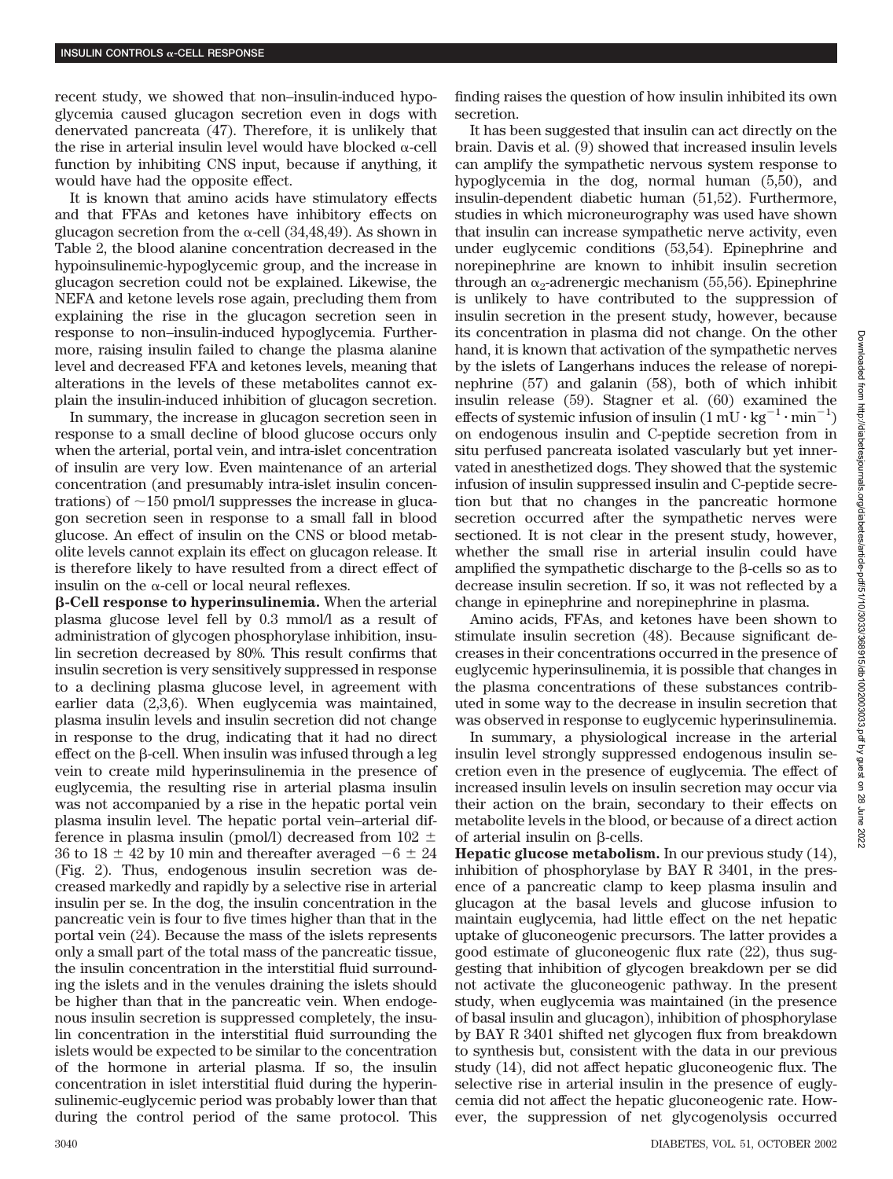recent study, we showed that non–insulin-induced hypoglycemia caused glucagon secretion even in dogs with denervated pancreata (47). Therefore, it is unlikely that the rise in arterial insulin level would have blocked α-cell function by inhibiting CNS input, because if anything, it would have had the opposite effect.

It is known that amino acids have stimulatory effects and that FFAs and ketones have inhibitory effects on glucagon secretion from the α-cell (34,48,49). As shown in Table 2, the blood alanine concentration decreased in the hypoinsulinemic-hypoglycemic group, and the increase in glucagon secretion could not be explained. Likewise, the NEFA and ketone levels rose again, precluding them from explaining the rise in the glucagon secretion seen in response to non–insulin-induced hypoglycemia. Furthermore, raising insulin failed to change the plasma alanine level and decreased FFA and ketones levels, meaning that alterations in the levels of these metabolites cannot explain the insulin-induced inhibition of glucagon secretion.

In summary, the increase in glucagon secretion seen in response to a small decline of blood glucose occurs only when the arterial, portal vein, and intra-islet concentration of insulin are very low. Even maintenance of an arterial concentration (and presumably intra-islet insulin concentrations) of ~150 pmol/l suppresses the increase in glucagon secretion seen in response to a small fall in blood glucose. An effect of insulin on the CNS or blood metabolite levels cannot explain its effect on glucagon release. It is therefore likely to have resulted from a direct effect of insulin on the α-cell or local neural reflexes.

**β-Cell response to hyperinsulinemia.** When the arterial plasma glucose level fell by 0.3 mmol/l as a result of administration of glycogen phosphorylase inhibition, insulin secretion decreased by 80%. This result confirms that insulin secretion is very sensitively suppressed in response to a declining plasma glucose level, in agreement with earlier data (2,3,6). When euglycemia was maintained, plasma insulin levels and insulin secretion did not change in response to the drug, indicating that it had no direct effect on the β-cell. When insulin was infused through a leg vein to create mild hyperinsulinemia in the presence of euglycemia, the resulting rise in arterial plasma insulin was not accompanied by a rise in the hepatic portal vein plasma insulin level. The hepatic portal vein–arterial difference in plasma insulin (pmol/l) decreased from 102 ± 36 to 18 ± 42 by 10 min and thereafter averaged −6 ± 24 (Fig. 2). Thus, endogenous insulin secretion was decreased markedly and rapidly by a selective rise in arterial insulin per se. In the dog, the insulin concentration in the pancreatic vein is four to five times higher than that in the portal vein (24). Because the mass of the islets represents only a small part of the total mass of the pancreatic tissue, the insulin concentration in the interstitial fluid surrounding the islets and in the venules draining the islets should be higher than that in the pancreatic vein. When endogenous insulin secretion is suppressed completely, the insulin concentration in the interstitial fluid surrounding the islets would be expected to be similar to the concentration of the hormone in arterial plasma. If so, the insulin concentration in islet interstitial fluid during the hyperinsulinemic-euglycemic period was probably lower than that during the control period of the same protocol. This finding raises the question of how insulin inhibited its own secretion.

It has been suggested that insulin can act directly on the brain. Davis et al. (9) showed that increased insulin levels can amplify the sympathetic nervous system response to hypoglycemia in the dog, normal human (5,50), and insulin-dependent diabetic human (51,52). Furthermore, studies in which microneurography was used have shown that insulin can increase sympathetic nerve activity, even under euglycemic conditions (53,54). Epinephrine and norepinephrine are known to inhibit insulin secretion through an $\alpha_2$-adrenergic mechanism (55,56). Epinephrine is unlikely to have contributed to the suppression of insulin secretion in the present study, however, because its concentration in plasma did not change. On the other hand, it is known that activation of the sympathetic nerves by the islets of Langerhans induces the release of norepinephrine (57) and galanin (58), both of which inhibit insulin release (59). Stagner et al. (60) examined the effects of systemic infusion of insulin ($1\ \mathrm{mU \cdot kg^{-1} \cdot min^{-1}}$) on endogenous insulin and C-peptide secretion from in situ perfused pancreata isolated vascularly but yet innervated in anesthetized dogs. They showed that the systemic infusion of insulin suppressed insulin and C-peptide secretion but that no changes in the pancreatic hormone secretion occurred after the sympathetic nerves were sectioned. It is not clear in the present study, however, whether the small rise in arterial insulin could have amplified the sympathetic discharge to the β-cells so as to decrease insulin secretion. If so, it was not reflected by a change in epinephrine and norepinephrine in plasma.

Amino acids, FFAs, and ketones have been shown to stimulate insulin secretion (48). Because significant decreases in their concentrations occurred in the presence of euglycemic hyperinsulinemia, it is possible that changes in the plasma concentrations of these substances contributed in some way to the decrease in insulin secretion that was observed in response to euglycemic hyperinsulinemia.

In summary, a physiological increase in the arterial insulin level strongly suppressed endogenous insulin secretion even in the presence of euglycemia. The effect of increased insulin levels on insulin secretion may occur via their action on the brain, secondary to their effects on metabolite levels in the blood, or because of a direct action of arterial insulin on β-cells.

**Hepatic glucose metabolism.** In our previous study (14), inhibition of phosphorylase by BAY R 3401, in the presence of a pancreatic clamp to keep plasma insulin and glucagon at the basal levels and glucose infusion to maintain euglycemia, had little effect on the net hepatic uptake of gluconeogenic precursors. The latter provides a good estimate of gluconeogenic flux rate (22), thus suggesting that inhibition of glycogen breakdown per se did not activate the gluconeogenic pathway. In the present study, when euglycemia was maintained (in the presence of basal insulin and glucagon), inhibition of phosphorylase by BAY R 3401 shifted net glycogen flux from breakdown to synthesis but, consistent with the data in our previous study (14), did not affect hepatic gluconeogenic flux. The selective rise in arterial insulin in the presence of euglycemia did not affect the hepatic gluconeogenic rate. However, the suppression of net glycogenolysis occurred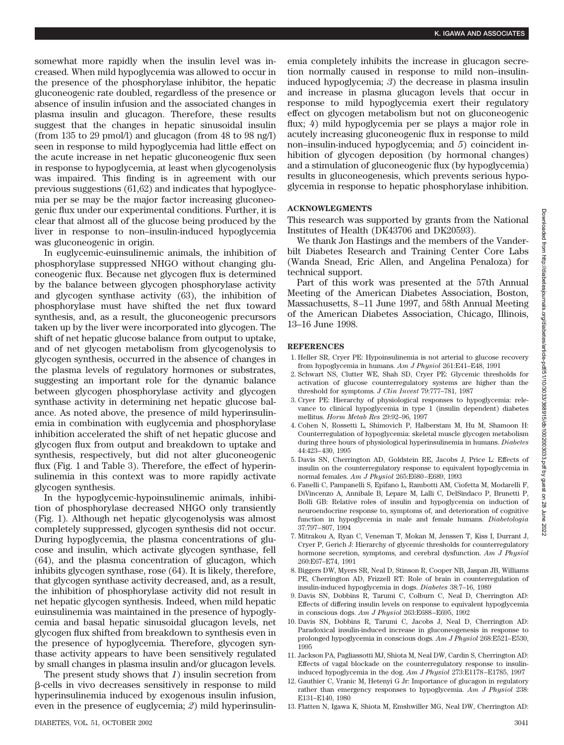somewhat more rapidly when the insulin level was increased. When mild hypoglycemia was allowed to occur in the presence of the phosphorylase inhibitor, the hepatic gluconeogenic rate doubled, regardless of the presence or absence of insulin infusion and the associated changes in plasma insulin and glucagon. Therefore, these results suggest that the changes in hepatic sinusoidal insulin (from 135 to 29 pmol/l) and glucagon (from 48 to 98 ng/l) seen in response to mild hypoglycemia had little effect on the acute increase in net hepatic gluconeogenic flux seen in response to hypoglycemia, at least when glycogenolysis was impaired. This finding is in agreement with our previous suggestions (61,62) and indicates that hypoglycemia per se may be the major factor increasing gluconeogenic flux under our experimental conditions. Further, it is clear that almost all of the glucose being produced by the liver in response to non–insulin-induced hypoglycemia was gluconeogenic in origin.

In euglycemic-euinsulinemic animals, the inhibition of phosphorylase suppressed NHGO without changing gluconeogenic flux. Because net glycogen flux is determined by the balance between glycogen phosphorylase activity and glycogen synthase activity (63), the inhibition of phosphorylase must have shifted the net flux toward synthesis, and, as a result, the gluconeogenic precursors taken up by the liver were incorporated into glycogen. The shift of net hepatic glucose balance from output to uptake, and of net glycogen metabolism from glycogenolysis to glycogen synthesis, occurred in the absence of changes in the plasma levels of regulatory hormones or substrates, suggesting an important role for the dynamic balance between glycogen phosphorylase activity and glycogen synthase activity in determining net hepatic glucose balance. As noted above, the presence of mild hyperinsulinemia in combination with euglycemia and phosphorylase inhibition accelerated the shift of net hepatic glucose and glycogen flux from output and breakdown to uptake and synthesis, respectively, but did not alter gluconeogenic flux (Fig. 1 and Table 3). Therefore, the effect of hyperinsulinemia in this context was to more rapidly activate glycogen synthesis.

In the hypoglycemic-hypoinsulinemic animals, inhibition of phosphorylase decreased NHGO only transiently (Fig. 1). Although net hepatic glycogenolysis was almost completely suppressed, glycogen synthesis did not occur. During hypoglycemia, the plasma concentrations of glucose and insulin, which activate glycogen synthase, fell (64), and the plasma concentration of glucagon, which inhibits glycogen synthase, rose (64). It is likely, therefore, that glycogen synthase activity decreased, and, as a result, the inhibition of phosphorylase activity did not result in net hepatic glycogen synthesis. Indeed, when mild hepatic euinsulinemia was maintained in the presence of hypoglycemia and basal hepatic sinusoidal glucagon levels, net glycogen flux shifted from breakdown to synthesis even in the presence of hypoglycemia. Therefore, glycogen synthase activity appears to have been sensitively regulated by small changes in plasma insulin and/or glucagon levels.

The present study shows that *1*) insulin secretion from β-cells in vivo decreases sensitively in response to mild hyperinsulinemia induced by exogenous insulin infusion, even in the presence of euglycemia; *2*) mild hyperinsulinemia completely inhibits the increase in glucagon secretion normally caused in response to mild non–insulin-induced hypoglycemia; *3*) the decrease in plasma insulin and increase in plasma glucagon levels that occur in response to mild hypoglycemia exert their regulatory effect on glycogen metabolism but not on gluconeogenic flux; *4*) mild hypoglycemia per se plays a major role in acutely increasing gluconeogenic flux in response to mild non–insulin-induced hypoglycemia; and *5*) coincident inhibition of glycogen deposition (by hormonal changes) and a stimulation of gluconeogenic flux (by hypoglycemia) results in gluconeogenesis, which prevents serious hypoglycemia in response to hepatic phosphorylase inhibition.

## ACKNOWLEGMENTS

This research was supported by grants from the National Institutes of Health (DK43706 and DK20593).

We thank Jon Hastings and the members of the Vanderbilt Diabetes Research and Training Center Core Labs (Wanda Snead, Eric Allen, and Angelina Penaloza) for technical support.

Part of this work was presented at the 57th Annual Meeting of the American Diabetes Association, Boston, Massachusetts, 8–11 June 1997, and 58th Annual Meeting of the American Diabetes Association, Chicago, Illinois, 13–16 June 1998.

## REFERENCES

1. Heller SR, Cryer PE: Hypoinsulinemia is not arterial to glucose recovery from hypoglycemia in humans. *Am J Physiol* 261:E41–E48, 1991
2. Schwart NS, Clutter WE, Shah SD, Cryer PE: Glycemic thresholds for activation of glucose counterregulatory systems are higher than the threshold for symptoms. *J Clin Invest* 79:777–781, 1987
3. Cryer PE: Hierarchy of physiological responses to hypoglycemia: relevance to clinical hypoglycemia in type 1 (insulin dependent) diabetes mellitus. *Horm Metab Res* 29:92–96, 1997
4. Cohen N, Rossetti L, Shimovich P, Halberstam M, Hu M, Shamoon H: Counterregulation of hypoglycemia: skeletal muscle glycogen metabolism during three hours of physiological hyperinsulinemia in humans. *Diabetes* 44:423–430, 1995
5. Davis SN, Cherrington AD, Goldstein RE, Jacobs J, Price L: Effects of insulin on the counterregulatory response to equivalent hypoglycemia in normal females. *Am J Physiol* 265:E680–E689, 1993
6. Fanelli C, Pampanelli S, Epifano L, Rambotti AM, Ciofetta M, Modarelli F, DiVincenzo A, Annibale B, Lepare M, Lalli C, DelSindaco P, Brunetti P, Bolli GB: Relative roles of insulin and hypoglycemia on induction of neuroendocrine response to, symptoms of, and deterioration of cognitive function in hypoglycemia in male and female humans. *Diabetologia* 37:797–807, 1994
7. Mitrakou A, Ryan C, Veneman T, Mokan M, Jenssen T, Kiss I, Durrant J, Cryer P, Gerich J: Hierarchy of glycemic thresholds for counterregulatory hormone secretion, symptoms, and cerebral dysfunction. *Am J Physiol* 260:E67–E74, 1991
8. Biggers DW, Myers SR, Neal D, Stinson R, Cooper NB, Jaspan JB, Williams PE, Cherrington AD, Frizzell RT: Role of brain in counterregulation of insulin-induced hypoglycemia in dogs. *Diabetes* 38:7–16, 1989
9. Davis SN, Dobbins R, Tarumi C, Colburn C, Neal D, Cherrington AD: Effects of differing insulin levels on response to equivalent hypoglycemia in conscious dogs. *Am J Physiol* 263:E688–E695, 1992
10. Davis SN, Dobbins R, Tarumi C, Jacobs J, Neal D, Cherrington AD: Paradoxical insulin-induced increase in gluconeogenesis in response to prolonged hypoglycemia in conscious dogs. *Am J Physiol* 268:E521–E530, 1995
11. Jackson PA, Pagliassotti MJ, Shiota M, Neal DW, Cardin S, Cherrington AD: Effects of vagal blockade on the counterregulatory response to insulin-induced hypoglycemia in the dog. *Am J Physiol* 273:E1178–E1785, 1997
12. Gauthier C, Vranic M, Hetenyi G Jr: Importance of glucagon in regulatory rather than emergency responses to hypoglycemia. *Am J Physiol* 238: E131–E140, 1980
13. Flatten N, Igawa K, Shiota M, Emshwiller MG, Neal DW, Cherrington AD: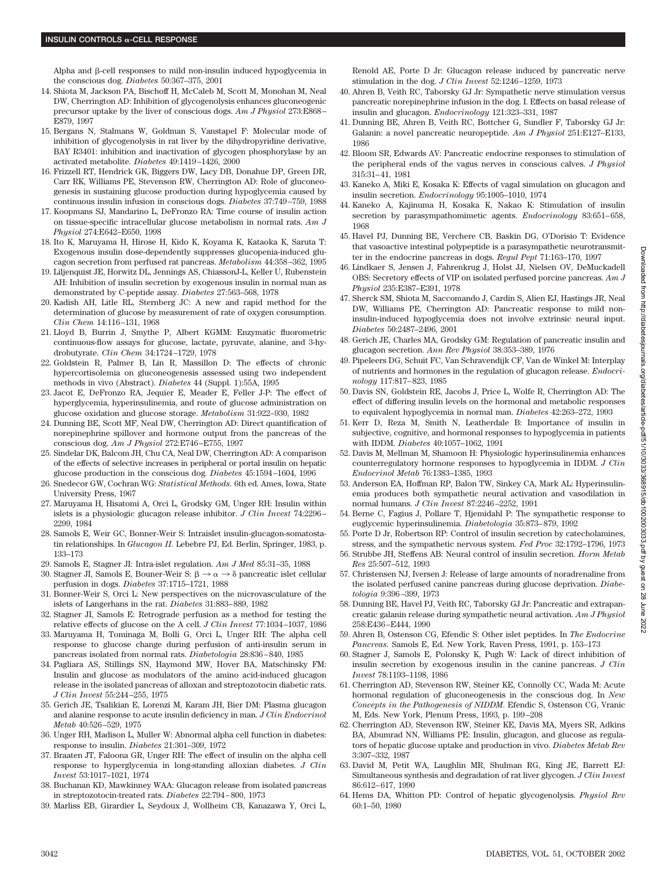Alpha and β-cell responses to mild non-insulin induced hypoglycemia in the conscious dog. *Diabetes* 50:367–375, 2001

14. Shiota M, Jackson PA, Bischoff H, McCaleb M, Scott M, Monohan M, Neal DW, Cherrington AD: Inhibition of glycogenolysis enhances gluconeogenic precursor uptake by the liver of conscious dogs. *Am J Physiol* 273:E868–E879, 1997
15. Bergans N, Stalmans W, Goldman S, Vanstapel F: Molecular mode of inhibition of glycogenolysis in rat liver by the dihydropyridine derivative, BAY R3401: inhibition and inactivation of glycogen phosphorylase by an activated metabolite. *Diabetes* 49:1419–1426, 2000
16. Frizzell RT, Hendrick GK, Biggers DW, Lacy DB, Donahue DP, Green DR, Carr RK, Williams PE, Stevenson RW, Cherrington AD: Role of gluconeogenesis in sustaining glucose production during hypoglycemia caused by continuous insulin infusion in conscious dogs. *Diabetes* 37:749–759, 1988
17. Koopmans SJ, Mandarino L, DeFronzo RA: Time course of insulin action on tissue-specific intracellular glucose metabolism in normal rats. *Am J Physiol* 274:E642–E650, 1998
18. Ito K, Maruyama H, Hirose H, Kido K, Koyama K, Kataoka K, Saruta T: Exogenous insulin dose-dependently suppresses glucopenia-induced glucagon secretion from perfused rat pancreas. *Metabolism* 44:358–362, 1995
19. Liljenquist JE, Horwitz DL, Jennings AS, ChiassonJ-L, Keller U, Rubenstein AH: Inhibition of insulin secretion by exogenous insulin in normal man as demonstrated by C-peptide assay. *Diabetes* 27:563–568, 1978
20. Kadish AH, Litle RL, Sternberg JC: A new and rapid method for the determination of glucose by measurement of rate of oxygen consumption. *Clin Chem* 14:116–131, 1968
21. Lloyd B, Burrin J, Smythe P, Albert KGMM: Enzymatic fluorometric continuous-flow assays for glucose, lactate, pyruvate, alanine, and 3-hydrobutyrate. *Clin Chem* 34:1724–1729, 1978
22. Goldstein R, Palmer B, Lin R, Massillon D: The effects of chronic hypercortisolemia on gluconeogenesis assessed using two independent methods in vivo (Abstract). *Diabetes* 44 (Suppl. 1):55A, 1995
23. Jacot E, DeFronzo RA, Jequier E, Meader E, Feller J-P: The effect of hyperglycemia, hyperinsulinemia, and route of glucose administration on glucose oxidation and glucose storage. *Metabolism* 31:922–930, 1982
24. Dunning BE, Scott MF, Neal DW, Cherrington AD: Direct quantification of norepinephrine spillover and hormone output from the pancreas of the conscious dog. *Am J Physiol* 272:E746–E755, 1997
25. Sindelar DK, Balcom JH, Chu CA, Neal DW, Cherrington AD: A comparison of the effects of selective increases in peripheral or portal insulin on hepatic glucose production in the conscious dog. *Diabetes* 45:1594–1604, 1996
26. Snedecor GW, Cochran WG: *Statistical Methods.* 6th ed. Ames, Iowa, State University Press, 1967
27. Maruyama H, Hisatomi A, Orci L, Grodsky GM, Unger RH: Insulin within islets is a physiologic glucagon release inhibitor. *J Clin Invest* 74:2296–2299, 1984
28. Samols E, Weir GC, Bonner-Weir S: Intraislet insulin-glucagon-somatostatin relationships. In *Glucagon II.* Lebebre PJ, Ed. Berlin, Springer, 1983, p. 133–173
29. Samols E, Stagner JI: Intra-islet regulation. *Am J Med* 85:31–35, 1988
30. Stagner JI, Samols E, Bouner-Weir S: β → α → δ pancreatic islet cellular perfusion in dogs. *Diabetes* 37:1715–1721, 1988
31. Bonner-Weir S, Orci L: New perspectives on the microvasculature of the islets of Langerhans in the rat. *Diabetes* 31:883–889, 1982
32. Stagner JI, Samols E: Retrograde perfusion as a method for testing the relative effects of glucose on the A cell. *J Clin Invest* 77:1034–1037, 1986
33. Maruyama H, Tominaga M, Bolli G, Orci L, Unger RH: The alpha cell response to glucose change during perfusion of anti-insulin serum in pancreas isolated from normal rats. *Diabetologia* 28:836–840, 1985
34. Pagliara AS, Stillings SN, Haymond MW, Hover BA, Matschinsky FM: Insulin and glucose as modulators of the amino acid-induced glucagon release in the isolated pancreas of alloxan and streptozotocin diabetic rats. *J Clin Invest* 55:244–255, 1975
35. Gerich JE, Tsalikian E, Lorenzi M, Karam JH, Bier DM: Plasma glucagon and alanine response to acute insulin deficiency in man. *J Clin Endocrinol Metab* 40:526–529, 1975
36. Unger RH, Madison L, Muller W: Abnormal alpha cell function in diabetes: response to insulin. *Diabetes* 21:301–309, 1972
37. Braaten JT, Faloona GR, Unger RH: The effect of insulin on the alpha cell response to hyperglycemia in long-standing alloxian diabetes. *J Clin Invest* 53:1017–1021, 1974
38. Buchanan KD, Mawkinney WAA: Glucagon release from isolated pancreas in streptozotocin-treated rats. *Diabetes* 22:794–800, 1973
39. Marliss EB, Girardier L, Seydoux J, Wollheim CB, Kanazawa Y, Orci L, Renold AE, Porte D Jr: Glucagon release induced by pancreatic nerve stimulation in the dog. *J Clin Invest* 52:1246–1259, 1973
40. Ahren B, Veith RC, Taborsky GJ Jr: Sympathetic nerve stimulation versus pancreatic norepinephrine infusion in the dog. I. Effects on basal release of insulin and glucagon. *Endocrinology* 121:323–331, 1987
41. Dunning BE, Ahren B, Veith RC, Bottcher G, Sundler F, Taborsky GJ Jr: Galanin: a novel pancreatic neuropeptide. *Am J Physiol* 251:E127–E133, 1986
42. Bloom SR, Edwards AV: Pancreatic endocrine responses to stimulation of the peripheral ends of the vagus nerves in conscious calves. *J Physiol* 315:31–41, 1981
43. Kaneko A, Miki E, Kosaka K: Effects of vagal simulation on glucagon and insulin secretion. *Endocrinology* 95:1005–1010, 1974
44. Kaneko A, Kajinuma H, Kosaka K, Nakao K: Stimulation of insulin secretion by parasympathomimetic agents. *Endocrinology* 83:651–658, 1968
45. Havel PJ, Dunning BE, Verchere CB, Baskin DG, O'Dorisio T: Evidence that vasoactive intestinal polypeptide is a parasympathetic neurotransmitter in the endocrine pancreas in dogs. *Regul Pept* 71:163–170, 1997
46. Lindkaer S, Jensen J, Fahrenkrug J, Holst JJ, Nielsen OV, DeMuckadell OBS: Secretory effects of VIP on isolated perfused porcine pancreas. *Am J Physiol* 235:E387–E391, 1978
47. Sherck SM, Shiota M, Saccomando J, Cardin S, Alien EJ, Hastings JR, Neal DW, Williams PE, Cherrington AD: Pancreatic response to mild non-insulin-induced hypoglycemia does not involve extrinsic neural input. *Diabetes* 50:2487–2496, 2001
48. Gerich JE, Charles MA, Grodsky GM: Regulation of pancreatic insulin and glucagon secretion. *Ann Rev Physiol* 38:353–389, 1976
49. Pipeleers DG, Schuit FC, Van Schravendijk CF, Van de Winkel M: Interplay of nutrients and hormones in the regulation of glucagon release. *Endocrinology* 117:817–823, 1985
50. Davis SN, Goldstein RE, Jacobs J, Price L, Wolfe R, Cherrington AD: The effect of differing insulin levels on the hormonal and metabolic responses to equivalent hypoglycemia in normal man. *Diabetes* 42:263–272, 1993
51. Kerr D, Reza M, Smith N, Leatherdale B: Importance of insulin in subjective, cognitive, and hormonal responses to hypoglycemia in patients with IDDM. *Diabetes* 40:1057–1062, 1991
52. Davis M, Mellman M, Shamoon H: Physiologic hyperinsulinemia enhances counterregulatory hormone responses to hypoglycemia in IDDM. *J Clin Endocrinol Metab* 76:1383–1385, 1993
53. Anderson EA, Hoffman RP, Balon TW, Sinkey CA, Mark AL: Hyperinsulinemia produces both sympathetic neural activation and vasodilation in normal humans. *J Clin Invest* 87:2246–2252, 1991
54. Berne C, Fagius J, Pollare T, Hjemidahl P: The sympathetic response to euglycemic hyperinsulinemia. *Diabetologia* 35:873–879, 1992
55. Porte D Jr, Robertson RP: Control of insulin secretion by catecholamines, stress, and the sympathetic nervous system. *Fed Proc* 32:1792–1796, 1973
56. Strubbe JH, Steffens AB: Neural control of insulin secretion. *Horm Metab Res* 25:507–512, 1993
57. Christensen NJ, Iversen J: Release of large amounts of noradrenaline from the isolated perfused canine pancreas during glucose deprivation. *Diabetologia* 9:396–399, 1973
58. Dunning BE, Havel PJ, Veith RC, Taborsky GJ Jr: Pancreatic and extrapancreatic galanin release during sympathetic neural activation. *Am J Physiol* 258:E436–E444, 1990
59. Ahren B, Ostenson CG, Efendic S: Other islet peptides. In *The Endocrine Pancreas.* Samols E, Ed. New York, Raven Press, 1991, p. 153–173
60. Stagner J, Samols E, Polonsky K, Pugh W: Lack of direct inhibition of insulin secretion by exogenous insulin in the canine pancreas. *J Clin Invest* 78:1193–1198, 1986
61. Cherrington AD, Stevenson RW, Steiner KE, Connolly CC, Wada M: Acute hormonal regulation of gluconeogenesis in the conscious dog. In *New Concepts in the Pathogenesis of NIDDM.* Efendic S, Ostenson CG, Vranic M, Eds. New York, Plenum Press, 1993, p. 199–208
62. Cherrington AD, Stevenson RW, Steiner KE, Davis MA, Myers SR, Adkins BA, Abumrad NN, Williams PE: Insulin, glucagon, and glucose as regulators of hepatic glucose uptake and production in vivo. *Diabetes Metab Rev* 3:307–332, 1987
63. David M, Petit WA, Laughlin MR, Shulman RG, King JE, Barrett EJ: Simultaneous synthesis and degradation of rat liver glycogen. *J Clin Invest* 86:612–617, 1990
64. Hems DA, Whitton PD: Control of hepatic glycogenolysis. *Physiol Rev* 60:1–50, 1980